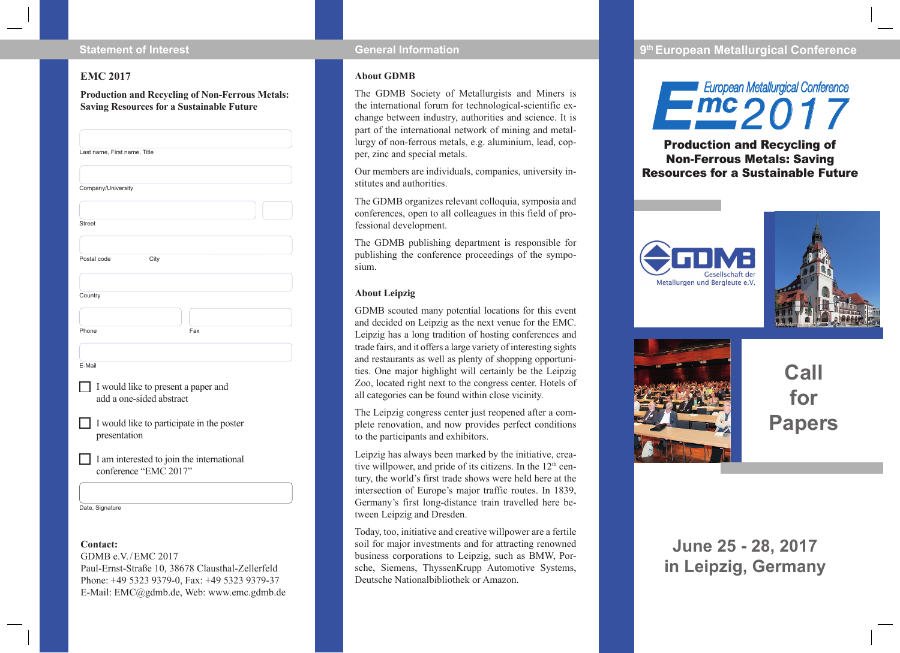## Statement of Interest

**EMC 2017**

**Production and Recycling of Non-Ferrous Metals: Saving Resources for a Sustainable Future**

Last name, First name, Title

Company/University

Street

Postal code City

Country

Phone Fax

E-Mail

☐ I would like to present a paper and add a one-sided abstract

☐ I would like to participate in the poster presentation

☐ I am interested to join the international conference "EMC 2017"

Date, Signature

**Contact:**
GDMB e.V. / EMC 2017
Paul-Ernst-Straße 10, 38678 Clausthal-Zellerfeld
Phone: +49 5323 9379-0, Fax: +49 5323 9379-37
E-Mail: EMC@gdmb.de, Web: www.emc.gdmb.de

## General Information

### About GDMB

The GDMB Society of Metallurgists and Miners is the international forum for technological-scientific exchange between industry, authorities and science. It is part of the international network of mining and metallurgy of non-ferrous metals, e.g. aluminium, lead, copper, zinc and special metals.

Our members are individuals, companies, university institutes and authorities.

The GDMB organizes relevant colloquia, symposia and conferences, open to all colleagues in this field of professional development.

The GDMB publishing department is responsible for publishing the conference proceedings of the symposium.

### About Leipzig

GDMB scouted many potential locations for this event and decided on Leipzig as the next venue for the EMC. Leipzig has a long tradition of hosting conferences and trade fairs, and it offers a large variety of interesting sights and restaurants as well as plenty of shopping opportunities. One major highlight will certainly be the Leipzig Zoo, located right next to the congress center. Hotels of all categories can be found within close vicinity.

The Leipzig congress center just reopened after a complete renovation, and now provides perfect conditions to the participants and exhibitors.

Leipzig has always been marked by the initiative, creative willpower, and pride of its citizens. In the 12th century, the world's first trade shows were held here at the intersection of Europe's major traffic routes. In 1839, Germany's first long-distance train travelled here between Leipzig and Dresden.

Today, too, initiative and creative willpower are a fertile soil for major investments and for attracting renowned business corporations to Leipzig, such as BMW, Porsche, Siemens, ThyssenKrupp Automotive Systems, Deutsche Nationalbibliothek or Amazon.

## 9th European Metallurgical Conference

European Metallurgical Conference
EMC 2017

**Production and Recycling of Non-Ferrous Metals: Saving Resources for a Sustainable Future**

GDMB
Gesellschaft der Metallurgen und Bergleute e.V.

# Call for Papers

**June 25 - 28, 2017
in Leipzig, Germany**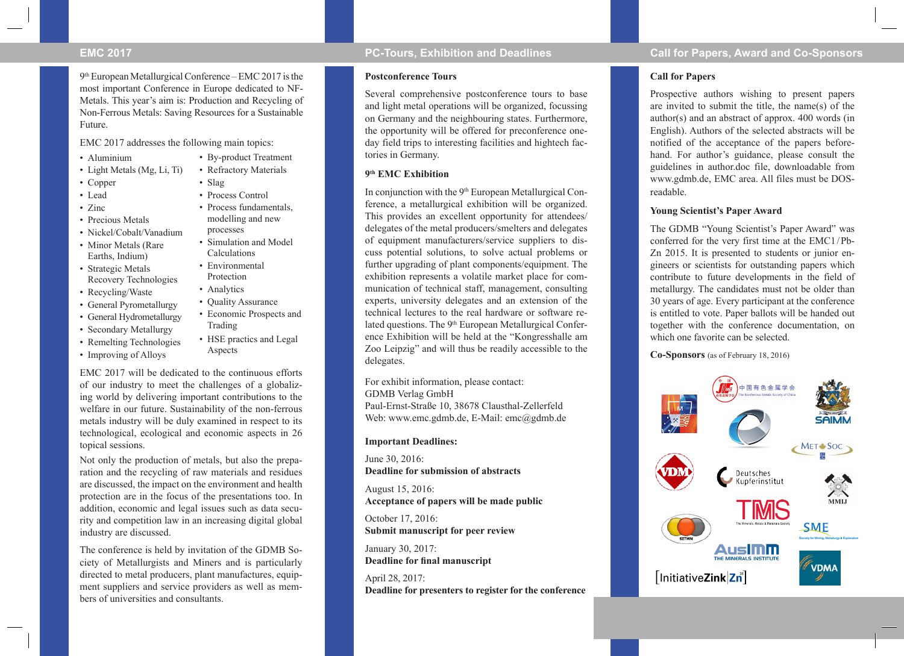## EMC 2017

9th European Metallurgical Conference – EMC 2017 is the most important Conference in Europe dedicated to NF-Metals. This year's aim is: Production and Recycling of Non-Ferrous Metals: Saving Resources for a Sustainable Future.

EMC 2017 addresses the following main topics:

- Aluminium
- Light Metals (Mg, Li, Ti)
- Copper
- Lead
- Zinc
- Precious Metals
- Nickel/Cobalt/Vanadium
- Minor Metals (Rare Earths, Indium)
- Strategic Metals Recovery Technologies
- Recycling/Waste
- General Pyrometallurgy
- General Hydrometallurgy
- Secondary Metallurgy
- Remelting Technologies
- Improving of Alloys
- By-product Treatment
- Refractory Materials
- Slag
- Process Control
- Process fundamentals, modelling and new processes
- Simulation and Model Calculations
- Environmental Protection
- Analytics
- Quality Assurance
- Economic Prospects and Trading
- HSE practics and Legal Aspects

EMC 2017 will be dedicated to the continuous efforts of our industry to meet the challenges of a globalizing world by delivering important contributions to the welfare in our future. Sustainability of the non-ferrous metals industry will be duly examined in respect to its technological, ecological and economic aspects in 26 topical sessions.

Not only the production of metals, but also the preparation and the recycling of raw materials and residues are discussed, the impact on the environment and health protection are in the focus of the presentations too. In addition, economic and legal issues such as data security and competition law in an increasing digital global industry are discussed.

The conference is held by invitation of the GDMB Society of Metallurgists and Miners and is particularly directed to metal producers, plant manufactures, equipment suppliers and service providers as well as members of universities and consultants.

## PC-Tours, Exhibition and Deadlines

### Postconference Tours

Several comprehensive postconference tours to base and light metal operations will be organized, focussing on Germany and the neighbouring states. Furthermore, the opportunity will be offered for preconference one-day field trips to interesting facilities and hightech factories in Germany.

### 9th EMC Exhibition

In conjunction with the 9th European Metallurgical Conference, a metallurgical exhibition will be organized. This provides an excellent opportunity for attendees/delegates of the metal producers/smelters and delegates of equipment manufacturers/service suppliers to discuss potential solutions, to solve actual problems or further upgrading of plant components/equipment. The exhibition represents a volatile market place for communication of technical staff, management, consulting experts, university delegates and an extension of the technical lectures to the real hardware or software related questions. The 9th European Metallurgical Conference Exhibition will be held at the "Kongresshalle am Zoo Leipzig" and will thus be readily accessible to the delegates.

For exhibit information, please contact:
GDMB Verlag GmbH
Paul-Ernst-Straße 10, 38678 Clausthal-Zellerfeld
Web: www.emc.gdmb.de, E-Mail: emc@gdmb.de

### Important Deadlines:

June 30, 2016:
**Deadline for submission of abstracts**

August 15, 2016:
**Acceptance of papers will be made public**

October 17, 2016:
**Submit manuscript for peer review**

January 30, 2017:
**Deadline for final manuscript**

April 28, 2017:
**Deadline for presenters to register for the conference**

## Call for Papers, Award and Co-Sponsors

### Call for Papers

Prospective authors wishing to present papers are invited to submit the title, the name(s) of the author(s) and an abstract of approx. 400 words (in English). Authors of the selected abstracts will be notified of the acceptance of the papers beforehand. For author's guidance, please consult the guidelines in author.doc file, downloadable from www.gdmb.de, EMC area. All files must be DOS-readable.

### Young Scientist's Paper Award

The GDMB "Young Scientist's Paper Award" was conferred for the very first time at the EMC1/Pb-Zn 2015. It is presented to students or junior engineers or scientists for outstanding papers which contribute to future developments in the field of metallurgy. The candidates must not be older than 30 years of age. Every participant at the conference is entitled to vote. Paper ballots will be handed out together with the conference documentation, on which one favorite can be selected.

### Co-Sponsors (as of February 18, 2016)

中国有色金属学会 The Nonferrous Metals Society of China

SAIMM

MetSoc

VDM

Deutsches Kupferinstitut

MMIJ

TMS The Minerals, Metals & Materials Society

SITMN

SME Society for Mining, Metallurgy & Exploration

AusIMM The Minerals Institute

[InitiativeZink|Zn]

VDMA